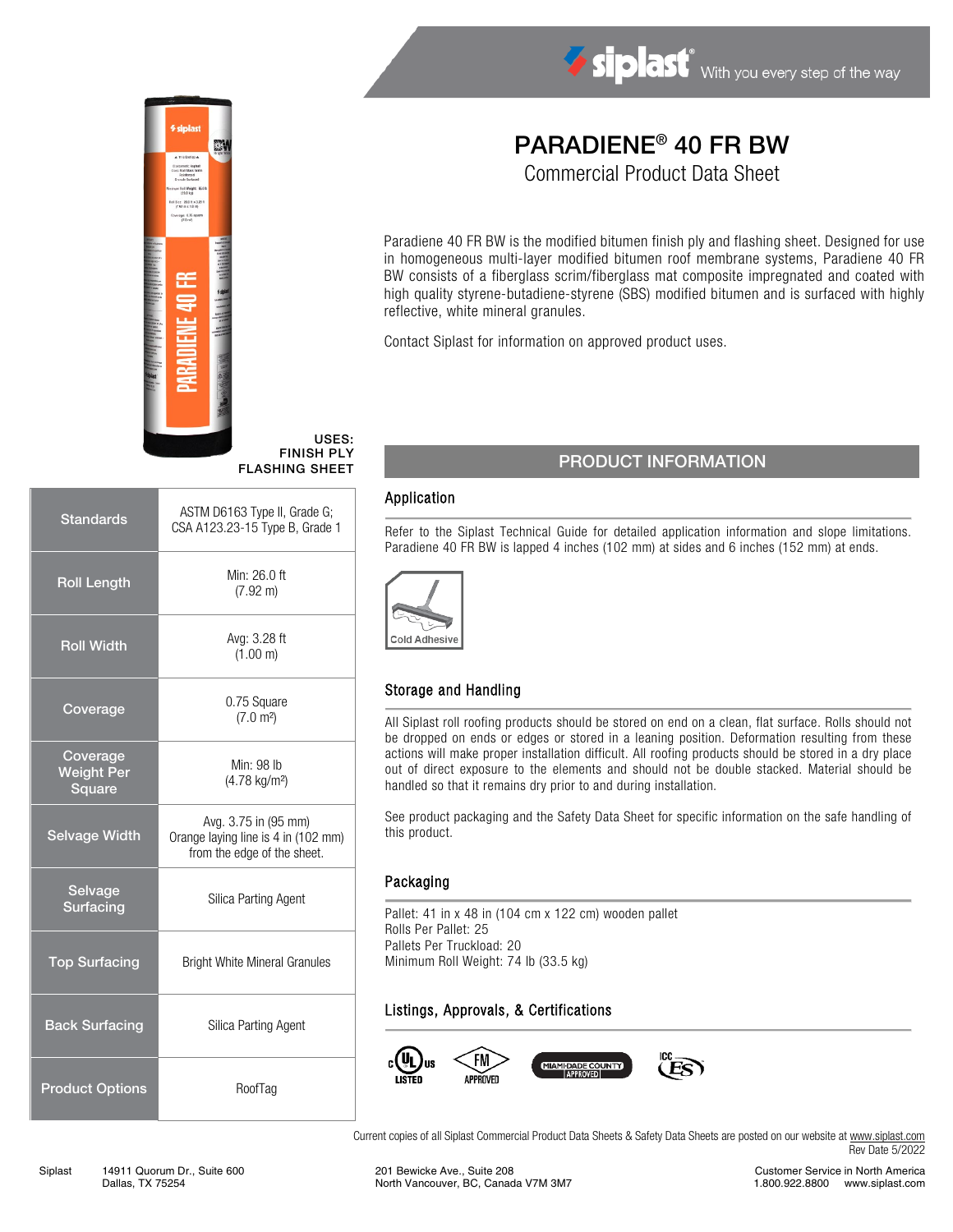siplast® With you every step of the way

# PARADIENE® 40 FR BW

## Commercial Product Data Sheet

Paradiene 40 FR BW is the modified bitumen finish ply and flashing sheet. Designed for use in homogeneous multi-layer modified bitumen roof membrane systems, Paradiene 40 FR BW consists of a fiberglass scrim/fiberglass mat composite impregnated and coated with high quality styrene-butadiene-styrene (SBS) modified bitumen and is surfaced with highly reflective, white mineral granules.

Contact Siplast for information on approved product uses.

**USES:**
**FINISH PLY**
**FLASHING SHEET**

| | |
|---|---|
| **Standards** | ASTM D6163 Type II, Grade G; CSA A123.23-15 Type B, Grade 1 |
| **Roll Length** | Min: 26.0 ft (7.92 m) |
| **Roll Width** | Avg: 3.28 ft (1.00 m) |
| **Coverage** | 0.75 Square (7.0 m²) |
| **Coverage Weight Per Square** | Min: 98 lb (4.78 kg/m²) |
| **Selvage Width** | Avg. 3.75 in (95 mm) Orange laying line is 4 in (102 mm) from the edge of the sheet. |
| **Selvage Surfacing** | Silica Parting Agent |
| **Top Surfacing** | Bright White Mineral Granules |
| **Back Surfacing** | Silica Parting Agent |
| **Product Options** | RoofTag |

## PRODUCT INFORMATION

### Application

Refer to the Siplast Technical Guide for detailed application information and slope limitations. Paradiene 40 FR BW is lapped 4 inches (102 mm) at sides and 6 inches (152 mm) at ends.

Cold Adhesive

### Storage and Handling

All Siplast roll roofing products should be stored on end on a clean, flat surface. Rolls should not be dropped on ends or edges or stored in a leaning position. Deformation resulting from these actions will make proper installation difficult. All roofing products should be stored in a dry place out of direct exposure to the elements and should not be double stacked. Material should be handled so that it remains dry prior to and during installation.

See product packaging and the Safety Data Sheet for specific information on the safe handling of this product.

### Packaging

Pallet: 41 in x 48 in (104 cm x 122 cm) wooden pallet
Rolls Per Pallet: 25
Pallets Per Truckload: 20
Minimum Roll Weight: 74 lb (33.5 kg)

### Listings, Approvals, & Certifications

c UL us LISTED · FM APPROVED · MIAMI-DADE COUNTY APPROVED · ICC ES

Current copies of all Siplast Commercial Product Data Sheets & Safety Data Sheets are posted on our website at www.siplast.com
Rev Date 5/2022

Siplast 14911 Quorum Dr., Suite 600, Dallas, TX 75254 | 201 Bewicke Ave., Suite 208, North Vancouver, BC, Canada V7M 3M7 | Customer Service in North America 1.800.922.8800 www.siplast.com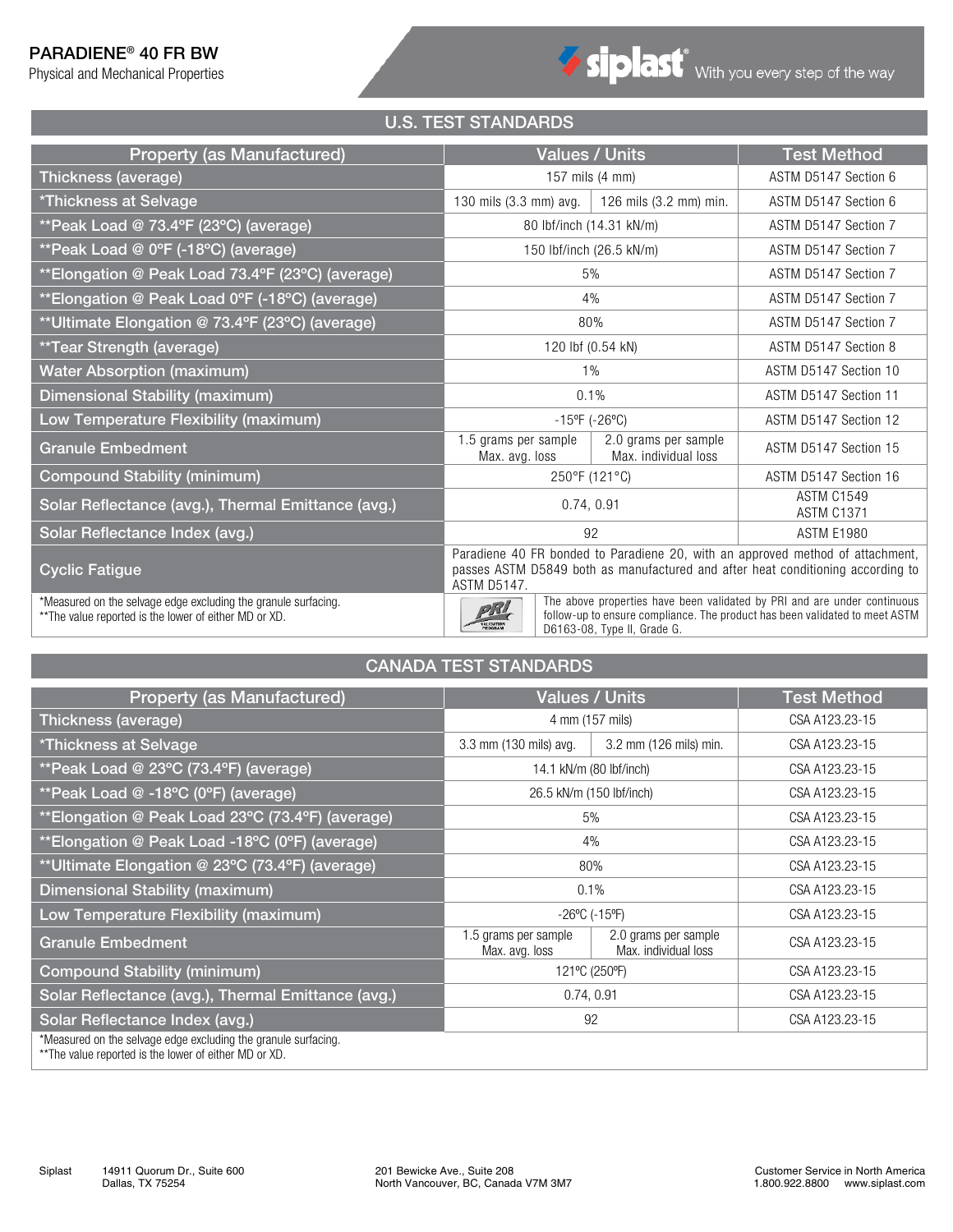# PARADIENE® 40 FR BW

Physical and Mechanical Properties

siplast® With you every step of the way

## U.S. TEST STANDARDS

| Property (as Manufactured) | Values / Units | | Test Method |
|---|---|---|---|
| Thickness (average) | 157 mils (4 mm) | | ASTM D5147 Section 6 |
| *Thickness at Selvage | 130 mils (3.3 mm) avg. | 126 mils (3.2 mm) min. | ASTM D5147 Section 6 |
| **Peak Load @ 73.4ºF (23ºC) (average) | 80 lbf/inch (14.31 kN/m) | | ASTM D5147 Section 7 |
| **Peak Load @ 0ºF (-18ºC) (average) | 150 lbf/inch (26.5 kN/m) | | ASTM D5147 Section 7 |
| **Elongation @ Peak Load 73.4ºF (23ºC) (average) | 5% | | ASTM D5147 Section 7 |
| **Elongation @ Peak Load 0ºF (-18ºC) (average) | 4% | | ASTM D5147 Section 7 |
| **Ultimate Elongation @ 73.4ºF (23ºC) (average) | 80% | | ASTM D5147 Section 7 |
| **Tear Strength (average) | 120 lbf (0.54 kN) | | ASTM D5147 Section 8 |
| Water Absorption (maximum) | 1% | | ASTM D5147 Section 10 |
| Dimensional Stability (maximum) | 0.1% | | ASTM D5147 Section 11 |
| Low Temperature Flexibility (maximum) | -15ºF (-26ºC) | | ASTM D5147 Section 12 |
| Granule Embedment | 1.5 grams per sample Max. avg. loss | 2.0 grams per sample Max. individual loss | ASTM D5147 Section 15 |
| Compound Stability (minimum) | 250°F (121°C) | | ASTM D5147 Section 16 |
| Solar Reflectance (avg.), Thermal Emittance (avg.) | 0.74, 0.91 | | ASTM C1549 ASTM C1371 |
| Solar Reflectance Index (avg.) | 92 | | ASTM E1980 |
| Cyclic Fatigue | Paradiene 40 FR bonded to Paradiene 20, with an approved method of attachment, passes ASTM D5849 both as manufactured and after heat conditioning according to ASTM D5147. | | |

*Measured on the selvage edge excluding the granule surfacing.
**The value reported is the lower of either MD or XD.

The above properties have been validated by PRI and are under continuous follow-up to ensure compliance. The product has been validated to meet ASTM D6163-08, Type II, Grade G.

## CANADA TEST STANDARDS

| Property (as Manufactured) | Values / Units | | Test Method |
|---|---|---|---|
| Thickness (average) | 4 mm (157 mils) | | CSA A123.23-15 |
| *Thickness at Selvage | 3.3 mm (130 mils) avg. | 3.2 mm (126 mils) min. | CSA A123.23-15 |
| **Peak Load @ 23ºC (73.4ºF) (average) | 14.1 kN/m (80 lbf/inch) | | CSA A123.23-15 |
| **Peak Load @ -18ºC (0ºF) (average) | 26.5 kN/m (150 lbf/inch) | | CSA A123.23-15 |
| **Elongation @ Peak Load 23ºC (73.4ºF) (average) | 5% | | CSA A123.23-15 |
| **Elongation @ Peak Load -18ºC (0ºF) (average) | 4% | | CSA A123.23-15 |
| **Ultimate Elongation @ 23ºC (73.4ºF) (average) | 80% | | CSA A123.23-15 |
| Dimensional Stability (maximum) | 0.1% | | CSA A123.23-15 |
| Low Temperature Flexibility (maximum) | -26ºC (-15ºF) | | CSA A123.23-15 |
| Granule Embedment | 1.5 grams per sample Max. avg. loss | 2.0 grams per sample Max. individual loss | CSA A123.23-15 |
| Compound Stability (minimum) | 121ºC (250ºF) | | CSA A123.23-15 |
| Solar Reflectance (avg.), Thermal Emittance (avg.) | 0.74, 0.91 | | CSA A123.23-15 |
| Solar Reflectance Index (avg.) | 92 | | CSA A123.23-15 |

*Measured on the selvage edge excluding the granule surfacing.
**The value reported is the lower of either MD or XD.

Siplast 14911 Quorum Dr., Suite 600 Dallas, TX 75254

201 Bewicke Ave., Suite 208 North Vancouver, BC, Canada V7M 3M7

Customer Service in North America 1.800.922.8800 www.siplast.com